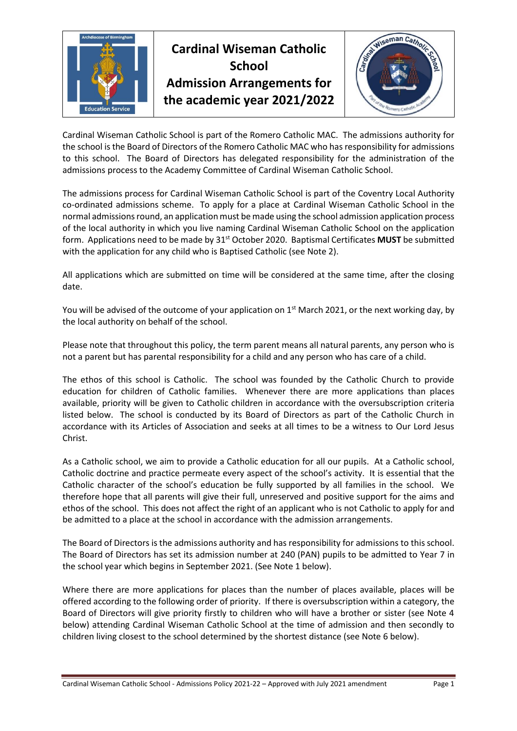# Cardinal Wiseman Catholic School Admission Arrangements for the academic year 2021/2022

Cardinal Wiseman Catholic School is part of the Romero Catholic MAC. The admissions authority for the school is the Board of Directors of the Romero Catholic MAC who has responsibility for admissions to this school. The Board of Directors has delegated responsibility for the administration of the admissions process to the Academy Committee of Cardinal Wiseman Catholic School.

The admissions process for Cardinal Wiseman Catholic School is part of the Coventry Local Authority co-ordinated admissions scheme. To apply for a place at Cardinal Wiseman Catholic School in the normal admissions round, an application must be made using the school admission application process of the local authority in which you live naming Cardinal Wiseman Catholic School on the application form. Applications need to be made by 31st October 2020. Baptismal Certificates **MUST** be submitted with the application for any child who is Baptised Catholic (see Note 2).

All applications which are submitted on time will be considered at the same time, after the closing date.

You will be advised of the outcome of your application on 1st March 2021, or the next working day, by the local authority on behalf of the school.

Please note that throughout this policy, the term parent means all natural parents, any person who is not a parent but has parental responsibility for a child and any person who has care of a child.

The ethos of this school is Catholic. The school was founded by the Catholic Church to provide education for children of Catholic families. Whenever there are more applications than places available, priority will be given to Catholic children in accordance with the oversubscription criteria listed below. The school is conducted by its Board of Directors as part of the Catholic Church in accordance with its Articles of Association and seeks at all times to be a witness to Our Lord Jesus Christ.

As a Catholic school, we aim to provide a Catholic education for all our pupils. At a Catholic school, Catholic doctrine and practice permeate every aspect of the school's activity. It is essential that the Catholic character of the school's education be fully supported by all families in the school. We therefore hope that all parents will give their full, unreserved and positive support for the aims and ethos of the school. This does not affect the right of an applicant who is not Catholic to apply for and be admitted to a place at the school in accordance with the admission arrangements.

The Board of Directors is the admissions authority and has responsibility for admissions to this school. The Board of Directors has set its admission number at 240 (PAN) pupils to be admitted to Year 7 in the school year which begins in September 2021. (See Note 1 below).

Where there are more applications for places than the number of places available, places will be offered according to the following order of priority. If there is oversubscription within a category, the Board of Directors will give priority firstly to children who will have a brother or sister (see Note 4 below) attending Cardinal Wiseman Catholic School at the time of admission and then secondly to children living closest to the school determined by the shortest distance (see Note 6 below).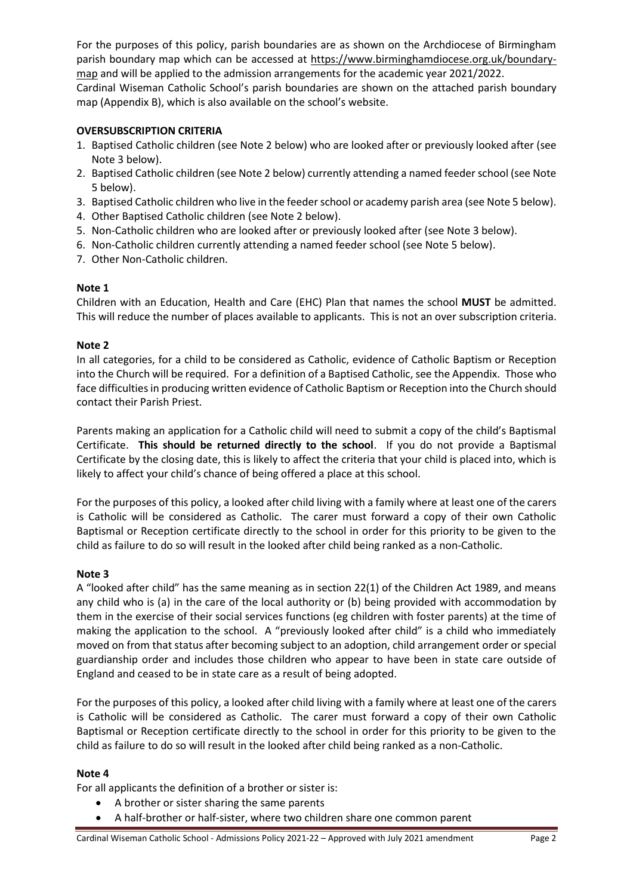For the purposes of this policy, parish boundaries are as shown on the Archdiocese of Birmingham parish boundary map which can be accessed at https://www.birminghamdiocese.org.uk/boundary-map and will be applied to the admission arrangements for the academic year 2021/2022.
Cardinal Wiseman Catholic School's parish boundaries are shown on the attached parish boundary map (Appendix B), which is also available on the school's website.

**OVERSUBSCRIPTION CRITERIA**

1. Baptised Catholic children (see Note 2 below) who are looked after or previously looked after (see Note 3 below).
2. Baptised Catholic children (see Note 2 below) currently attending a named feeder school (see Note 5 below).
3. Baptised Catholic children who live in the feeder school or academy parish area (see Note 5 below).
4. Other Baptised Catholic children (see Note 2 below).
5. Non-Catholic children who are looked after or previously looked after (see Note 3 below).
6. Non-Catholic children currently attending a named feeder school (see Note 5 below).
7. Other Non-Catholic children.

**Note 1**

Children with an Education, Health and Care (EHC) Plan that names the school **MUST** be admitted. This will reduce the number of places available to applicants. This is not an over subscription criteria.

**Note 2**

In all categories, for a child to be considered as Catholic, evidence of Catholic Baptism or Reception into the Church will be required. For a definition of a Baptised Catholic, see the Appendix. Those who face difficulties in producing written evidence of Catholic Baptism or Reception into the Church should contact their Parish Priest.

Parents making an application for a Catholic child will need to submit a copy of the child's Baptismal Certificate. **This should be returned directly to the school**. If you do not provide a Baptismal Certificate by the closing date, this is likely to affect the criteria that your child is placed into, which is likely to affect your child's chance of being offered a place at this school.

For the purposes of this policy, a looked after child living with a family where at least one of the carers is Catholic will be considered as Catholic. The carer must forward a copy of their own Catholic Baptismal or Reception certificate directly to the school in order for this priority to be given to the child as failure to do so will result in the looked after child being ranked as a non-Catholic.

**Note 3**

A "looked after child" has the same meaning as in section 22(1) of the Children Act 1989, and means any child who is (a) in the care of the local authority or (b) being provided with accommodation by them in the exercise of their social services functions (eg children with foster parents) at the time of making the application to the school. A "previously looked after child" is a child who immediately moved on from that status after becoming subject to an adoption, child arrangement order or special guardianship order and includes those children who appear to have been in state care outside of England and ceased to be in state care as a result of being adopted.

For the purposes of this policy, a looked after child living with a family where at least one of the carers is Catholic will be considered as Catholic. The carer must forward a copy of their own Catholic Baptismal or Reception certificate directly to the school in order for this priority to be given to the child as failure to do so will result in the looked after child being ranked as a non-Catholic.

**Note 4**

For all applicants the definition of a brother or sister is:

- A brother or sister sharing the same parents
- A half-brother or half-sister, where two children share one common parent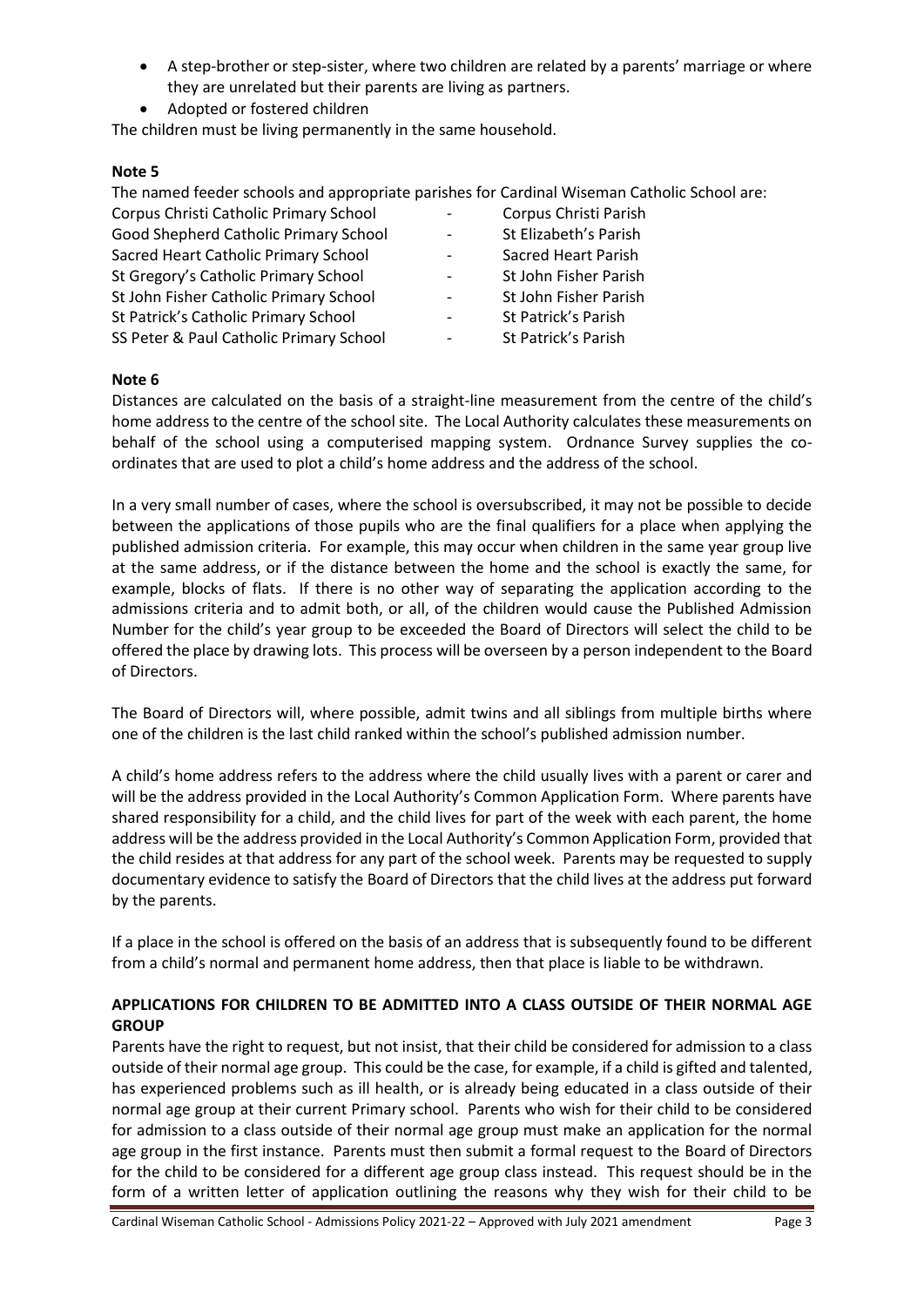- A step-brother or step-sister, where two children are related by a parents' marriage or where they are unrelated but their parents are living as partners.
- Adopted or fostered children

The children must be living permanently in the same household.

**Note 5**

The named feeder schools and appropriate parishes for Cardinal Wiseman Catholic School are:

| | | |
|---|---|---|
| Corpus Christi Catholic Primary School | - | Corpus Christi Parish |
| Good Shepherd Catholic Primary School | - | St Elizabeth's Parish |
| Sacred Heart Catholic Primary School | - | Sacred Heart Parish |
| St Gregory's Catholic Primary School | - | St John Fisher Parish |
| St John Fisher Catholic Primary School | - | St John Fisher Parish |
| St Patrick's Catholic Primary School | - | St Patrick's Parish |
| SS Peter & Paul Catholic Primary School | - | St Patrick's Parish |

**Note 6**

Distances are calculated on the basis of a straight-line measurement from the centre of the child's home address to the centre of the school site. The Local Authority calculates these measurements on behalf of the school using a computerised mapping system. Ordnance Survey supplies the co-ordinates that are used to plot a child's home address and the address of the school.

In a very small number of cases, where the school is oversubscribed, it may not be possible to decide between the applications of those pupils who are the final qualifiers for a place when applying the published admission criteria. For example, this may occur when children in the same year group live at the same address, or if the distance between the home and the school is exactly the same, for example, blocks of flats. If there is no other way of separating the application according to the admissions criteria and to admit both, or all, of the children would cause the Published Admission Number for the child's year group to be exceeded the Board of Directors will select the child to be offered the place by drawing lots. This process will be overseen by a person independent to the Board of Directors.

The Board of Directors will, where possible, admit twins and all siblings from multiple births where one of the children is the last child ranked within the school's published admission number.

A child's home address refers to the address where the child usually lives with a parent or carer and will be the address provided in the Local Authority's Common Application Form. Where parents have shared responsibility for a child, and the child lives for part of the week with each parent, the home address will be the address provided in the Local Authority's Common Application Form, provided that the child resides at that address for any part of the school week. Parents may be requested to supply documentary evidence to satisfy the Board of Directors that the child lives at the address put forward by the parents.

If a place in the school is offered on the basis of an address that is subsequently found to be different from a child's normal and permanent home address, then that place is liable to be withdrawn.

**APPLICATIONS FOR CHILDREN TO BE ADMITTED INTO A CLASS OUTSIDE OF THEIR NORMAL AGE GROUP**

Parents have the right to request, but not insist, that their child be considered for admission to a class outside of their normal age group. This could be the case, for example, if a child is gifted and talented, has experienced problems such as ill health, or is already being educated in a class outside of their normal age group at their current Primary school. Parents who wish for their child to be considered for admission to a class outside of their normal age group must make an application for the normal age group in the first instance. Parents must then submit a formal request to the Board of Directors for the child to be considered for a different age group class instead. This request should be in the form of a written letter of application outlining the reasons why they wish for their child to be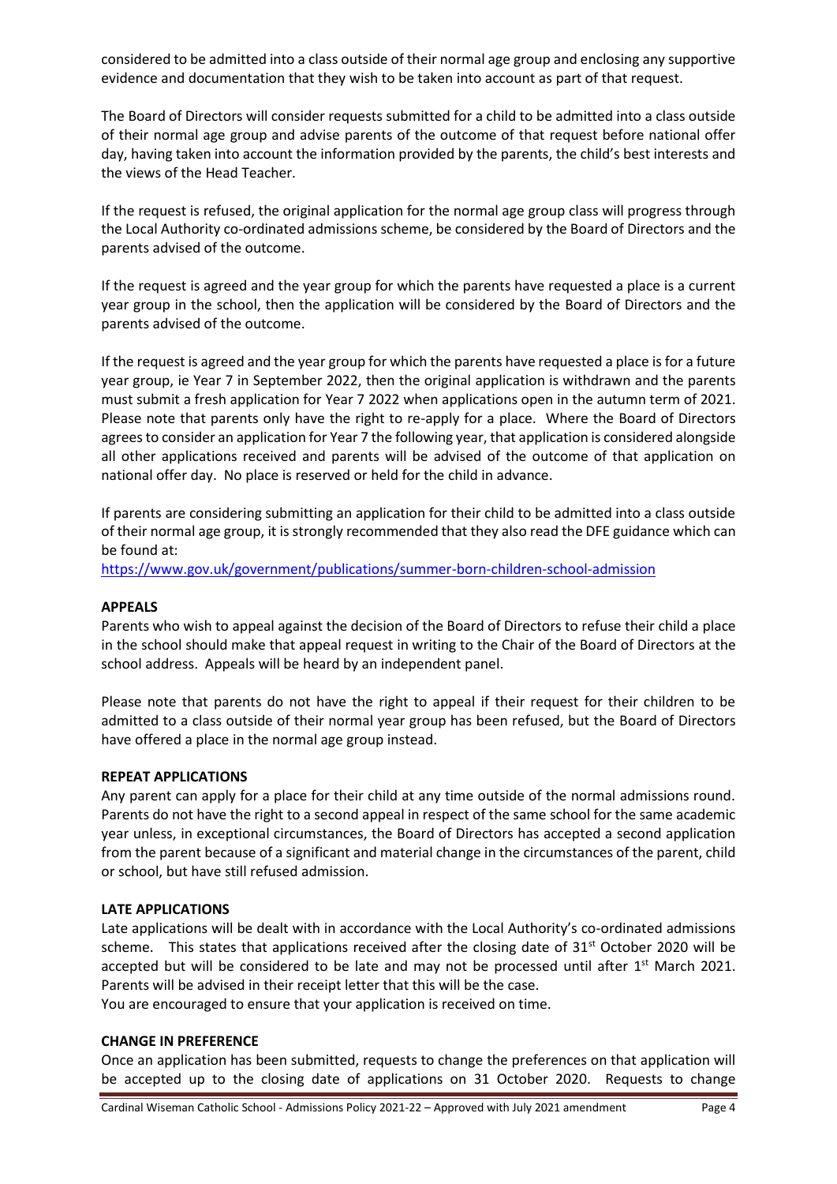considered to be admitted into a class outside of their normal age group and enclosing any supportive evidence and documentation that they wish to be taken into account as part of that request.

The Board of Directors will consider requests submitted for a child to be admitted into a class outside of their normal age group and advise parents of the outcome of that request before national offer day, having taken into account the information provided by the parents, the child's best interests and the views of the Head Teacher.

If the request is refused, the original application for the normal age group class will progress through the Local Authority co-ordinated admissions scheme, be considered by the Board of Directors and the parents advised of the outcome.

If the request is agreed and the year group for which the parents have requested a place is a current year group in the school, then the application will be considered by the Board of Directors and the parents advised of the outcome.

If the request is agreed and the year group for which the parents have requested a place is for a future year group, ie Year 7 in September 2022, then the original application is withdrawn and the parents must submit a fresh application for Year 7 2022 when applications open in the autumn term of 2021. Please note that parents only have the right to re-apply for a place. Where the Board of Directors agrees to consider an application for Year 7 the following year, that application is considered alongside all other applications received and parents will be advised of the outcome of that application on national offer day. No place is reserved or held for the child in advance.

If parents are considering submitting an application for their child to be admitted into a class outside of their normal age group, it is strongly recommended that they also read the DFE guidance which can be found at:
https://www.gov.uk/government/publications/summer-born-children-school-admission

**APPEALS**

Parents who wish to appeal against the decision of the Board of Directors to refuse their child a place in the school should make that appeal request in writing to the Chair of the Board of Directors at the school address. Appeals will be heard by an independent panel.

Please note that parents do not have the right to appeal if their request for their children to be admitted to a class outside of their normal year group has been refused, but the Board of Directors have offered a place in the normal age group instead.

**REPEAT APPLICATIONS**

Any parent can apply for a place for their child at any time outside of the normal admissions round. Parents do not have the right to a second appeal in respect of the same school for the same academic year unless, in exceptional circumstances, the Board of Directors has accepted a second application from the parent because of a significant and material change in the circumstances of the parent, child or school, but have still refused admission.

**LATE APPLICATIONS**

Late applications will be dealt with in accordance with the Local Authority's co-ordinated admissions scheme. This states that applications received after the closing date of 31st October 2020 will be accepted but will be considered to be late and may not be processed until after 1st March 2021. Parents will be advised in their receipt letter that this will be the case.
You are encouraged to ensure that your application is received on time.

**CHANGE IN PREFERENCE**

Once an application has been submitted, requests to change the preferences on that application will be accepted up to the closing date of applications on 31 October 2020. Requests to change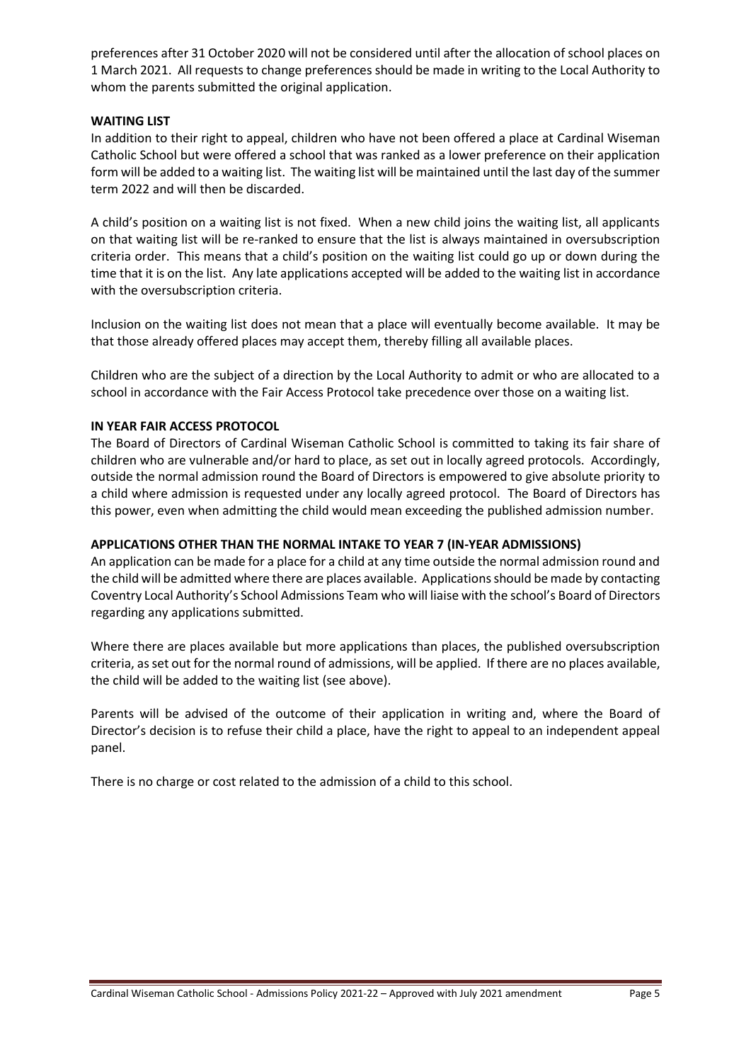preferences after 31 October 2020 will not be considered until after the allocation of school places on 1 March 2021. All requests to change preferences should be made in writing to the Local Authority to whom the parents submitted the original application.

**WAITING LIST**

In addition to their right to appeal, children who have not been offered a place at Cardinal Wiseman Catholic School but were offered a school that was ranked as a lower preference on their application form will be added to a waiting list. The waiting list will be maintained until the last day of the summer term 2022 and will then be discarded.

A child's position on a waiting list is not fixed. When a new child joins the waiting list, all applicants on that waiting list will be re-ranked to ensure that the list is always maintained in oversubscription criteria order. This means that a child's position on the waiting list could go up or down during the time that it is on the list. Any late applications accepted will be added to the waiting list in accordance with the oversubscription criteria.

Inclusion on the waiting list does not mean that a place will eventually become available. It may be that those already offered places may accept them, thereby filling all available places.

Children who are the subject of a direction by the Local Authority to admit or who are allocated to a school in accordance with the Fair Access Protocol take precedence over those on a waiting list.

**IN YEAR FAIR ACCESS PROTOCOL**

The Board of Directors of Cardinal Wiseman Catholic School is committed to taking its fair share of children who are vulnerable and/or hard to place, as set out in locally agreed protocols. Accordingly, outside the normal admission round the Board of Directors is empowered to give absolute priority to a child where admission is requested under any locally agreed protocol. The Board of Directors has this power, even when admitting the child would mean exceeding the published admission number.

**APPLICATIONS OTHER THAN THE NORMAL INTAKE TO YEAR 7 (IN-YEAR ADMISSIONS)**

An application can be made for a place for a child at any time outside the normal admission round and the child will be admitted where there are places available. Applications should be made by contacting Coventry Local Authority's School Admissions Team who will liaise with the school's Board of Directors regarding any applications submitted.

Where there are places available but more applications than places, the published oversubscription criteria, as set out for the normal round of admissions, will be applied. If there are no places available, the child will be added to the waiting list (see above).

Parents will be advised of the outcome of their application in writing and, where the Board of Director's decision is to refuse their child a place, have the right to appeal to an independent appeal panel.

There is no charge or cost related to the admission of a child to this school.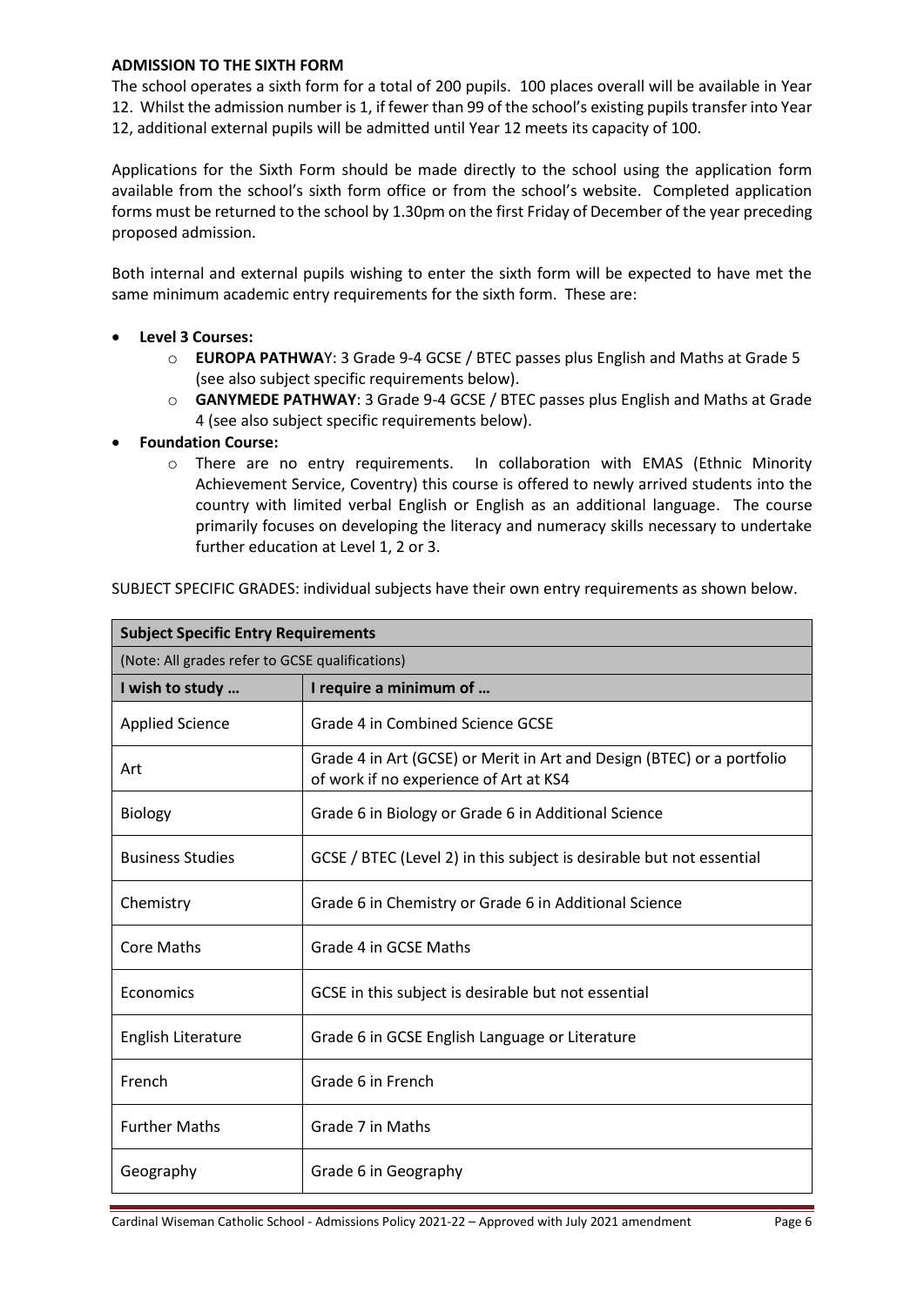**ADMISSION TO THE SIXTH FORM**

The school operates a sixth form for a total of 200 pupils. 100 places overall will be available in Year 12. Whilst the admission number is 1, if fewer than 99 of the school's existing pupils transfer into Year 12, additional external pupils will be admitted until Year 12 meets its capacity of 100.

Applications for the Sixth Form should be made directly to the school using the application form available from the school's sixth form office or from the school's website. Completed application forms must be returned to the school by 1.30pm on the first Friday of December of the year preceding proposed admission.

Both internal and external pupils wishing to enter the sixth form will be expected to have met the same minimum academic entry requirements for the sixth form. These are:

- **Level 3 Courses:**
  - **EUROPA PATHWA**Y: 3 Grade 9-4 GCSE / BTEC passes plus English and Maths at Grade 5 (see also subject specific requirements below).
  - **GANYMEDE PATHWAY**: 3 Grade 9-4 GCSE / BTEC passes plus English and Maths at Grade 4 (see also subject specific requirements below).
- **Foundation Course:**
  - There are no entry requirements. In collaboration with EMAS (Ethnic Minority Achievement Service, Coventry) this course is offered to newly arrived students into the country with limited verbal English or English as an additional language. The course primarily focuses on developing the literacy and numeracy skills necessary to undertake further education at Level 1, 2 or 3.

SUBJECT SPECIFIC GRADES: individual subjects have their own entry requirements as shown below.

| **Subject Specific Entry Requirements** | |
|---|---|
| (Note: All grades refer to GCSE qualifications) | |
| **I wish to study …** | **I require a minimum of …** |
| Applied Science | Grade 4 in Combined Science GCSE |
| Art | Grade 4 in Art (GCSE) or Merit in Art and Design (BTEC) or a portfolio of work if no experience of Art at KS4 |
| Biology | Grade 6 in Biology or Grade 6 in Additional Science |
| Business Studies | GCSE / BTEC (Level 2) in this subject is desirable but not essential |
| Chemistry | Grade 6 in Chemistry or Grade 6 in Additional Science |
| Core Maths | Grade 4 in GCSE Maths |
| Economics | GCSE in this subject is desirable but not essential |
| English Literature | Grade 6 in GCSE English Language or Literature |
| French | Grade 6 in French |
| Further Maths | Grade 7 in Maths |
| Geography | Grade 6 in Geography |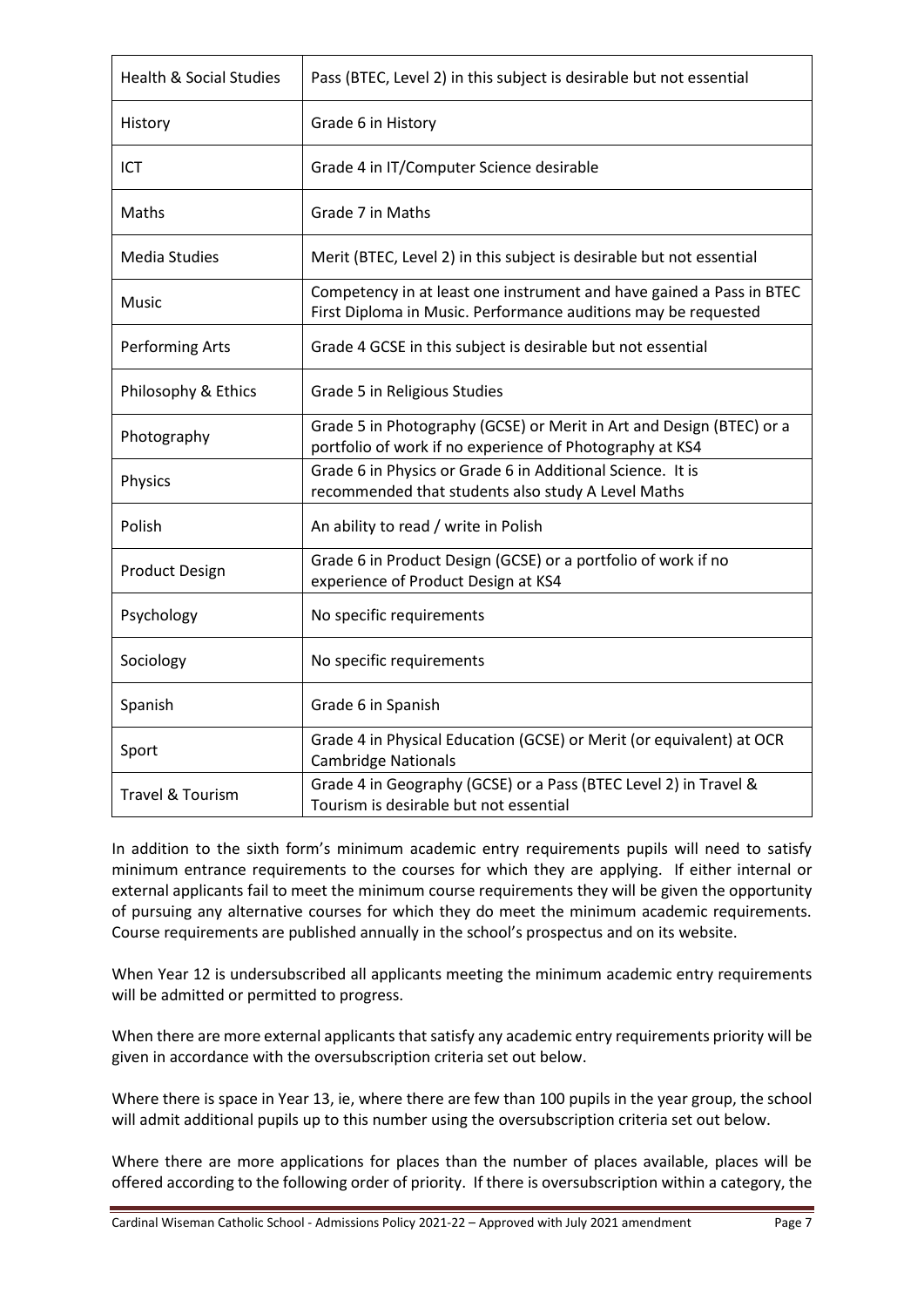| Health & Social Studies | Pass (BTEC, Level 2) in this subject is desirable but not essential |
|---|---|
| History | Grade 6 in History |
| ICT | Grade 4 in IT/Computer Science desirable |
| Maths | Grade 7 in Maths |
| Media Studies | Merit (BTEC, Level 2) in this subject is desirable but not essential |
| Music | Competency in at least one instrument and have gained a Pass in BTEC First Diploma in Music. Performance auditions may be requested |
| Performing Arts | Grade 4 GCSE in this subject is desirable but not essential |
| Philosophy & Ethics | Grade 5 in Religious Studies |
| Photography | Grade 5 in Photography (GCSE) or Merit in Art and Design (BTEC) or a portfolio of work if no experience of Photography at KS4 |
| Physics | Grade 6 in Physics or Grade 6 in Additional Science. It is recommended that students also study A Level Maths |
| Polish | An ability to read / write in Polish |
| Product Design | Grade 6 in Product Design (GCSE) or a portfolio of work if no experience of Product Design at KS4 |
| Psychology | No specific requirements |
| Sociology | No specific requirements |
| Spanish | Grade 6 in Spanish |
| Sport | Grade 4 in Physical Education (GCSE) or Merit (or equivalent) at OCR Cambridge Nationals |
| Travel & Tourism | Grade 4 in Geography (GCSE) or a Pass (BTEC Level 2) in Travel & Tourism is desirable but not essential |

In addition to the sixth form's minimum academic entry requirements pupils will need to satisfy minimum entrance requirements to the courses for which they are applying. If either internal or external applicants fail to meet the minimum course requirements they will be given the opportunity of pursuing any alternative courses for which they do meet the minimum academic requirements. Course requirements are published annually in the school's prospectus and on its website.

When Year 12 is undersubscribed all applicants meeting the minimum academic entry requirements will be admitted or permitted to progress.

When there are more external applicants that satisfy any academic entry requirements priority will be given in accordance with the oversubscription criteria set out below.

Where there is space in Year 13, ie, where there are few than 100 pupils in the year group, the school will admit additional pupils up to this number using the oversubscription criteria set out below.

Where there are more applications for places than the number of places available, places will be offered according to the following order of priority. If there is oversubscription within a category, the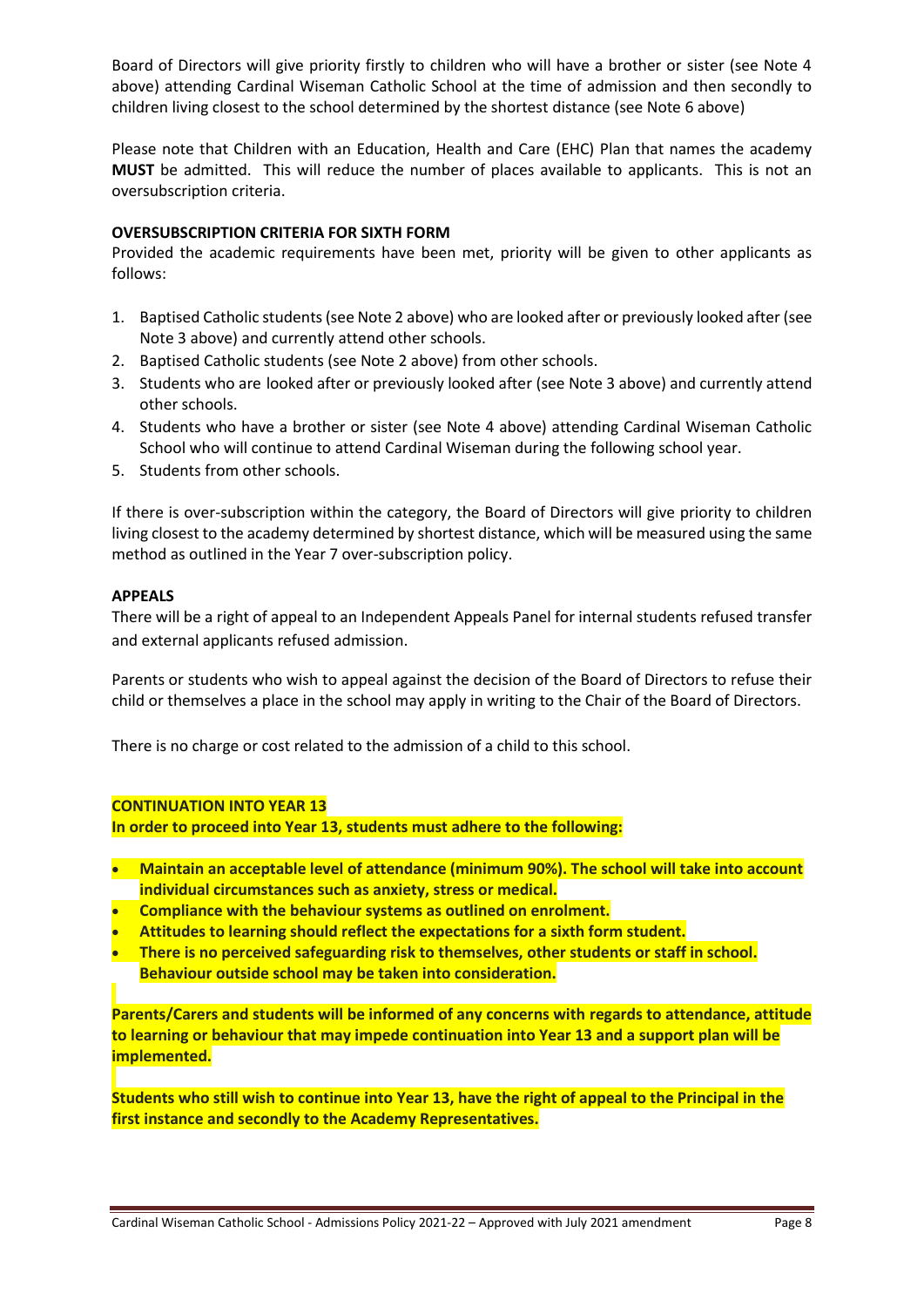Board of Directors will give priority firstly to children who will have a brother or sister (see Note 4 above) attending Cardinal Wiseman Catholic School at the time of admission and then secondly to children living closest to the school determined by the shortest distance (see Note 6 above)

Please note that Children with an Education, Health and Care (EHC) Plan that names the academy **MUST** be admitted. This will reduce the number of places available to applicants. This is not an oversubscription criteria.

**OVERSUBSCRIPTION CRITERIA FOR SIXTH FORM**

Provided the academic requirements have been met, priority will be given to other applicants as follows:

1. Baptised Catholic students (see Note 2 above) who are looked after or previously looked after (see Note 3 above) and currently attend other schools.
2. Baptised Catholic students (see Note 2 above) from other schools.
3. Students who are looked after or previously looked after (see Note 3 above) and currently attend other schools.
4. Students who have a brother or sister (see Note 4 above) attending Cardinal Wiseman Catholic School who will continue to attend Cardinal Wiseman during the following school year.
5. Students from other schools.

If there is over-subscription within the category, the Board of Directors will give priority to children living closest to the academy determined by shortest distance, which will be measured using the same method as outlined in the Year 7 over-subscription policy.

**APPEALS**

There will be a right of appeal to an Independent Appeals Panel for internal students refused transfer and external applicants refused admission.

Parents or students who wish to appeal against the decision of the Board of Directors to refuse their child or themselves a place in the school may apply in writing to the Chair of the Board of Directors.

There is no charge or cost related to the admission of a child to this school.

**CONTINUATION INTO YEAR 13**

**In order to proceed into Year 13, students must adhere to the following:**

- **Maintain an acceptable level of attendance (minimum 90%). The school will take into account individual circumstances such as anxiety, stress or medical.**
- **Compliance with the behaviour systems as outlined on enrolment.**
- **Attitudes to learning should reflect the expectations for a sixth form student.**
- **There is no perceived safeguarding risk to themselves, other students or staff in school. Behaviour outside school may be taken into consideration.**

**Parents/Carers and students will be informed of any concerns with regards to attendance, attitude to learning or behaviour that may impede continuation into Year 13 and a support plan will be implemented.**

**Students who still wish to continue into Year 13, have the right of appeal to the Principal in the first instance and secondly to the Academy Representatives.**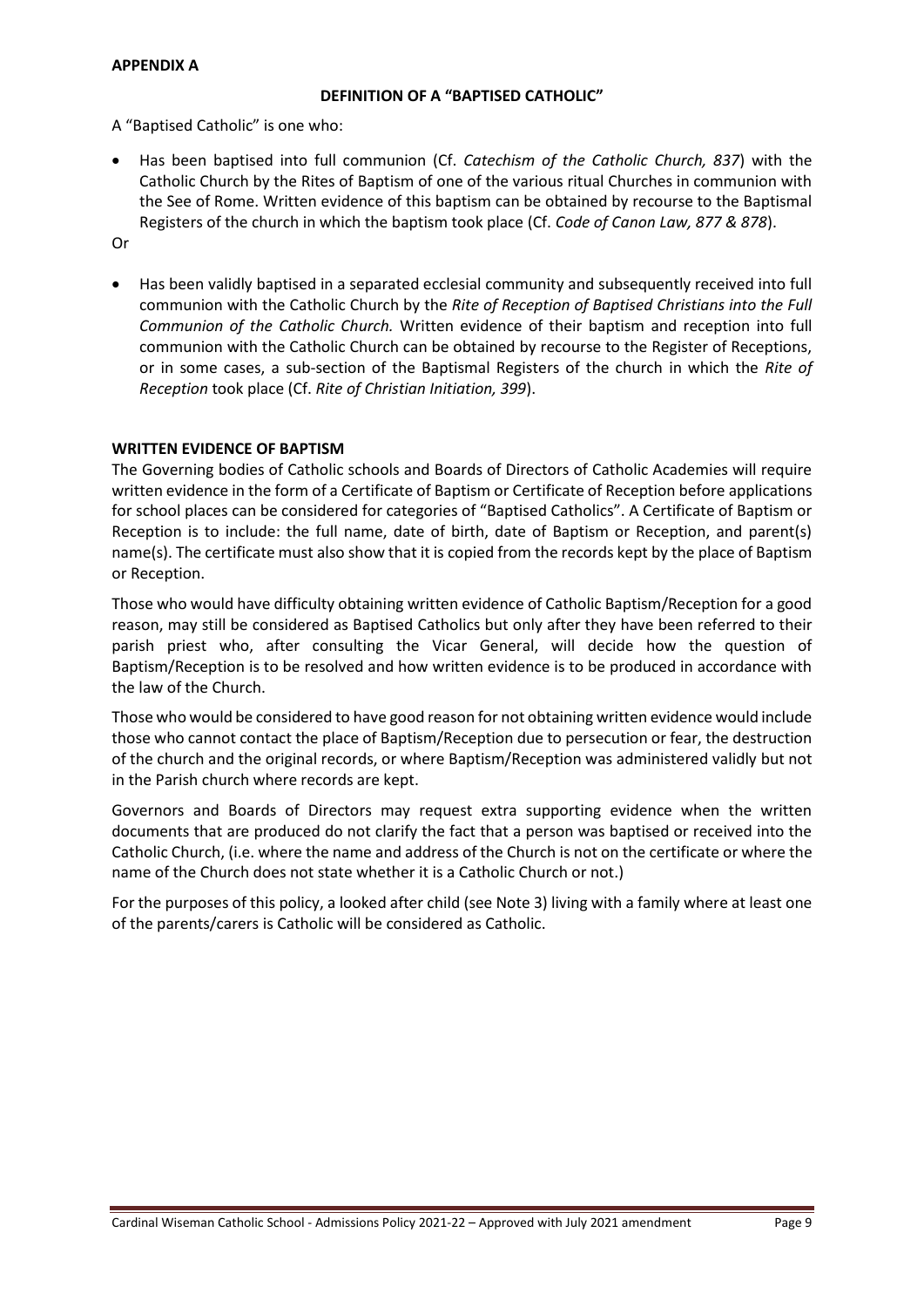**APPENDIX A**

**DEFINITION OF A "BAPTISED CATHOLIC"**

A "Baptised Catholic" is one who:

- Has been baptised into full communion (Cf. *Catechism of the Catholic Church, 837*) with the Catholic Church by the Rites of Baptism of one of the various ritual Churches in communion with the See of Rome. Written evidence of this baptism can be obtained by recourse to the Baptismal Registers of the church in which the baptism took place (Cf. *Code of Canon Law, 877 & 878*).

Or

- Has been validly baptised in a separated ecclesial community and subsequently received into full communion with the Catholic Church by the *Rite of Reception of Baptised Christians into the Full Communion of the Catholic Church.* Written evidence of their baptism and reception into full communion with the Catholic Church can be obtained by recourse to the Register of Receptions, or in some cases, a sub-section of the Baptismal Registers of the church in which the *Rite of Reception* took place (Cf. *Rite of Christian Initiation, 399*).

**WRITTEN EVIDENCE OF BAPTISM**

The Governing bodies of Catholic schools and Boards of Directors of Catholic Academies will require written evidence in the form of a Certificate of Baptism or Certificate of Reception before applications for school places can be considered for categories of "Baptised Catholics". A Certificate of Baptism or Reception is to include: the full name, date of birth, date of Baptism or Reception, and parent(s) name(s). The certificate must also show that it is copied from the records kept by the place of Baptism or Reception.

Those who would have difficulty obtaining written evidence of Catholic Baptism/Reception for a good reason, may still be considered as Baptised Catholics but only after they have been referred to their parish priest who, after consulting the Vicar General, will decide how the question of Baptism/Reception is to be resolved and how written evidence is to be produced in accordance with the law of the Church.

Those who would be considered to have good reason for not obtaining written evidence would include those who cannot contact the place of Baptism/Reception due to persecution or fear, the destruction of the church and the original records, or where Baptism/Reception was administered validly but not in the Parish church where records are kept.

Governors and Boards of Directors may request extra supporting evidence when the written documents that are produced do not clarify the fact that a person was baptised or received into the Catholic Church, (i.e. where the name and address of the Church is not on the certificate or where the name of the Church does not state whether it is a Catholic Church or not.)

For the purposes of this policy, a looked after child (see Note 3) living with a family where at least one of the parents/carers is Catholic will be considered as Catholic.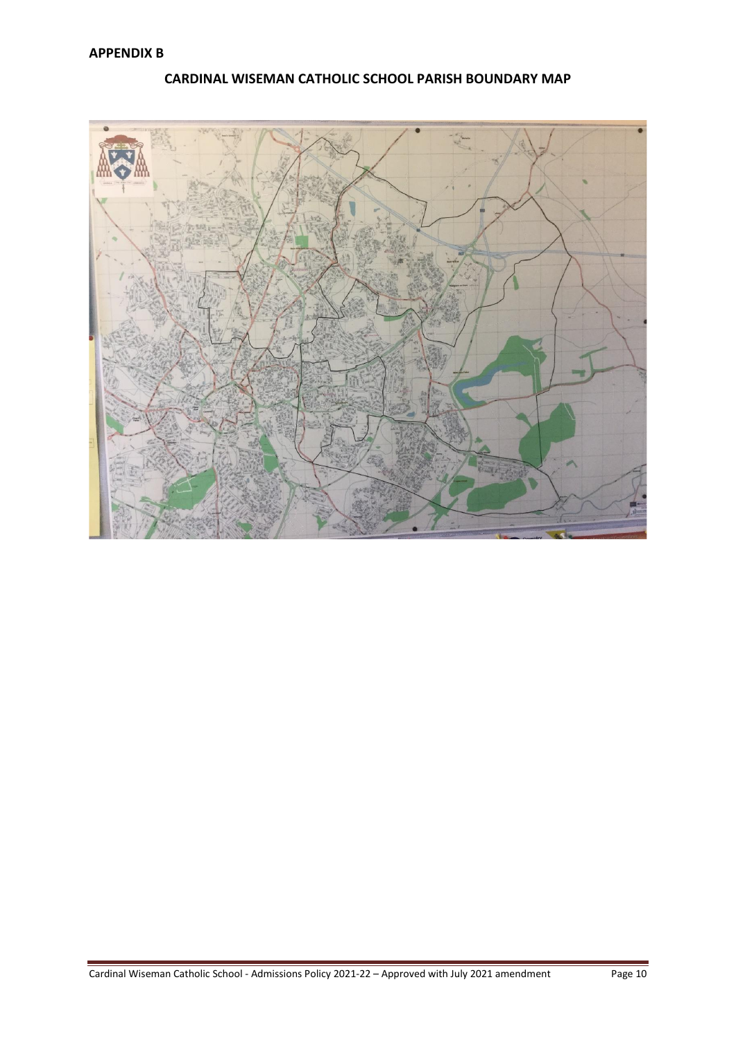**APPENDIX B**

## CARDINAL WISEMAN CATHOLIC SCHOOL PARISH BOUNDARY MAP